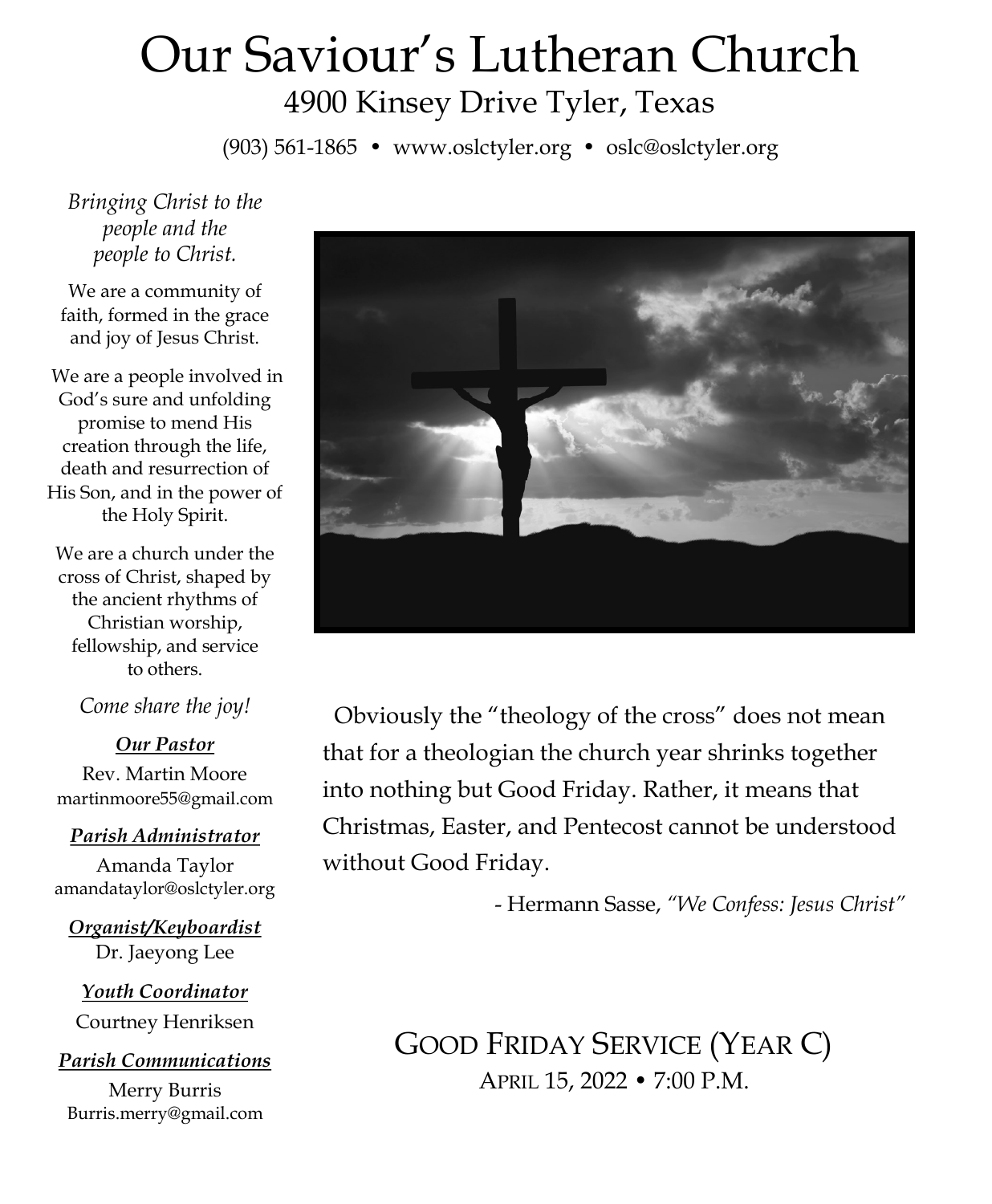# Our Saviour's Lutheran Church

4900 Kinsey Drive Tyler, Texas

(903) 561-1865 • www.oslctyler.org • oslc@oslctyler.org

*Bringing Christ to the people and the people to Christ.*

We are a community of faith, formed in the grace and joy of Jesus Christ.

We are a people involved in God's sure and unfolding promise to mend His creation through the life, death and resurrection of His Son, and in the power of the Holy Spirit.

We are a church under the cross of Christ, shaped by the ancient rhythms of Christian worship, fellowship, and service to others.

*Come share the joy!*

***Our Pastor***

Rev. Martin Moore
martinmoore55@gmail.com

***Parish Administrator***

Amanda Taylor
amandataylor@oslctyler.org

***Organist/Keyboardist***

Dr. Jaeyong Lee

***Youth Coordinator***

Courtney Henriksen

***Parish Communications***

Merry Burris
Burris.merry@gmail.com

Obviously the "theology of the cross" does not mean that for a theologian the church year shrinks together into nothing but Good Friday. Rather, it means that Christmas, Easter, and Pentecost cannot be understood without Good Friday.

- Hermann Sasse, *"We Confess: Jesus Christ"*

## GOOD FRIDAY SERVICE (YEAR C)

APRIL 15, 2022 • 7:00 P.M.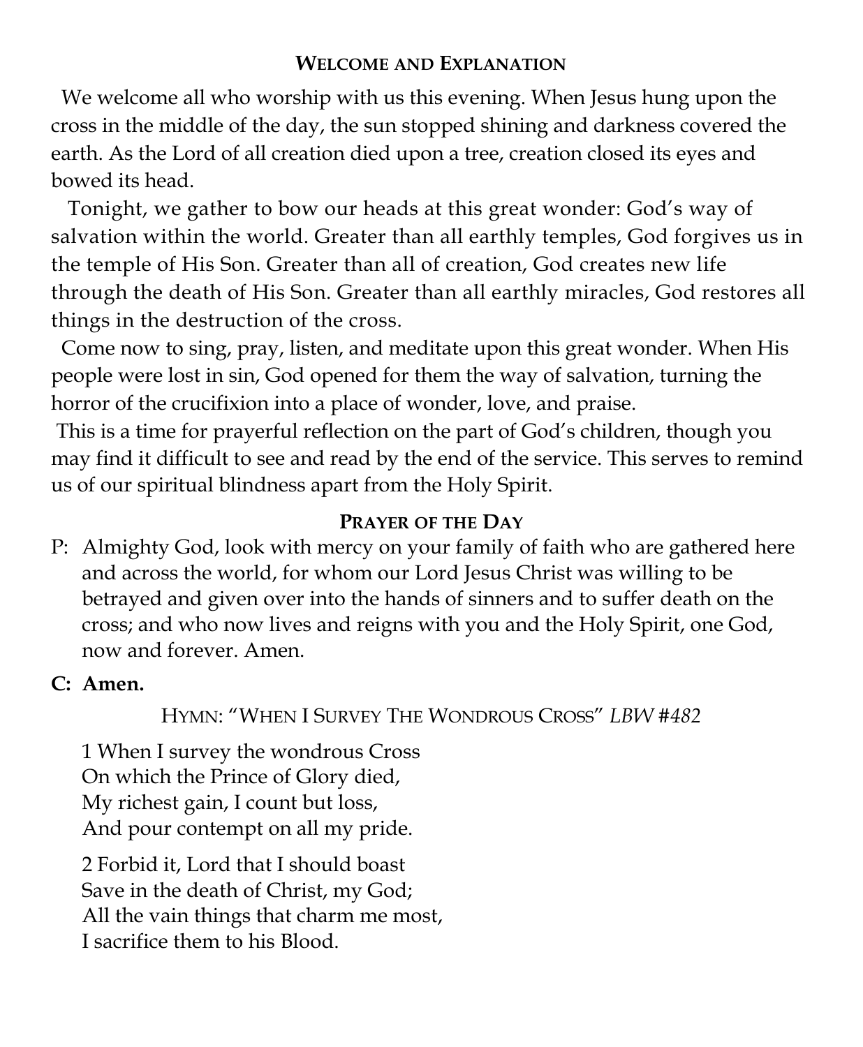## Welcome and Explanation

We welcome all who worship with us this evening. When Jesus hung upon the cross in the middle of the day, the sun stopped shining and darkness covered the earth. As the Lord of all creation died upon a tree, creation closed its eyes and bowed its head.

Tonight, we gather to bow our heads at this great wonder: God's way of salvation within the world. Greater than all earthly temples, God forgives us in the temple of His Son. Greater than all of creation, God creates new life through the death of His Son. Greater than all earthly miracles, God restores all things in the destruction of the cross.

Come now to sing, pray, listen, and meditate upon this great wonder. When His people were lost in sin, God opened for them the way of salvation, turning the horror of the crucifixion into a place of wonder, love, and praise.

This is a time for prayerful reflection on the part of God's children, though you may find it difficult to see and read by the end of the service. This serves to remind us of our spiritual blindness apart from the Holy Spirit.

## Prayer of the Day

P: Almighty God, look with mercy on your family of faith who are gathered here and across the world, for whom our Lord Jesus Christ was willing to be betrayed and given over into the hands of sinners and to suffer death on the cross; and who now lives and reigns with you and the Holy Spirit, one God, now and forever. Amen.

**C: Amen.**

Hymn: "When I Survey The Wondrous Cross" *LBW #482*

1 When I survey the wondrous Cross  
On which the Prince of Glory died,  
My richest gain, I count but loss,  
And pour contempt on all my pride.

2 Forbid it, Lord that I should boast  
Save in the death of Christ, my God;  
All the vain things that charm me most,  
I sacrifice them to his Blood.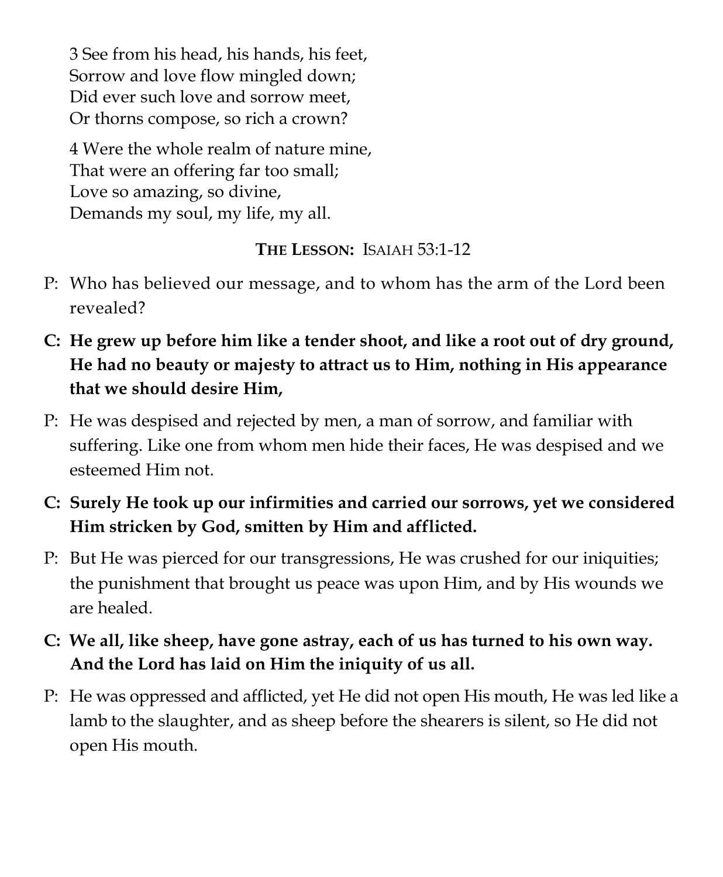3 See from his head, his hands, his feet,  
Sorrow and love flow mingled down;  
Did ever such love and sorrow meet,  
Or thorns compose, so rich a crown?

4 Were the whole realm of nature mine,  
That were an offering far too small;  
Love so amazing, so divine,  
Demands my soul, my life, my all.

**THE LESSON:** ISAIAH 53:1-12

P: Who has believed our message, and to whom has the arm of the Lord been revealed?

**C: He grew up before him like a tender shoot, and like a root out of dry ground, He had no beauty or majesty to attract us to Him, nothing in His appearance that we should desire Him,**

P: He was despised and rejected by men, a man of sorrow, and familiar with suffering. Like one from whom men hide their faces, He was despised and we esteemed Him not.

**C: Surely He took up our infirmities and carried our sorrows, yet we considered Him stricken by God, smitten by Him and afflicted.**

P: But He was pierced for our transgressions, He was crushed for our iniquities; the punishment that brought us peace was upon Him, and by His wounds we are healed.

**C: We all, like sheep, have gone astray, each of us has turned to his own way. And the Lord has laid on Him the iniquity of us all.**

P: He was oppressed and afflicted, yet He did not open His mouth, He was led like a lamb to the slaughter, and as sheep before the shearers is silent, so He did not open His mouth.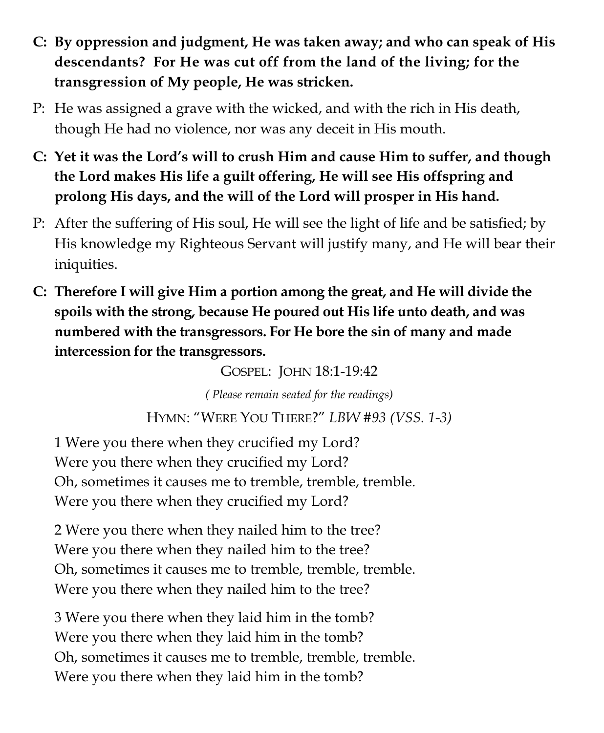**C: By oppression and judgment, He was taken away; and who can speak of His descendants? For He was cut off from the land of the living; for the transgression of My people, He was stricken.**

P: He was assigned a grave with the wicked, and with the rich in His death, though He had no violence, nor was any deceit in His mouth.

**C: Yet it was the Lord's will to crush Him and cause Him to suffer, and though the Lord makes His life a guilt offering, He will see His offspring and prolong His days, and the will of the Lord will prosper in His hand.**

P: After the suffering of His soul, He will see the light of life and be satisfied; by His knowledge my Righteous Servant will justify many, and He will bear their iniquities.

**C: Therefore I will give Him a portion among the great, and He will divide the spoils with the strong, because He poured out His life unto death, and was numbered with the transgressors. For He bore the sin of many and made intercession for the transgressors.**

GOSPEL: JOHN 18:1-19:42

*( Please remain seated for the readings)*

HYMN: "WERE YOU THERE?" *LBW #93 (VSS. 1-3)*

1 Were you there when they crucified my Lord?
Were you there when they crucified my Lord?
Oh, sometimes it causes me to tremble, tremble, tremble.
Were you there when they crucified my Lord?

2 Were you there when they nailed him to the tree?
Were you there when they nailed him to the tree?
Oh, sometimes it causes me to tremble, tremble, tremble.
Were you there when they nailed him to the tree?

3 Were you there when they laid him in the tomb?
Were you there when they laid him in the tomb?
Oh, sometimes it causes me to tremble, tremble, tremble.
Were you there when they laid him in the tomb?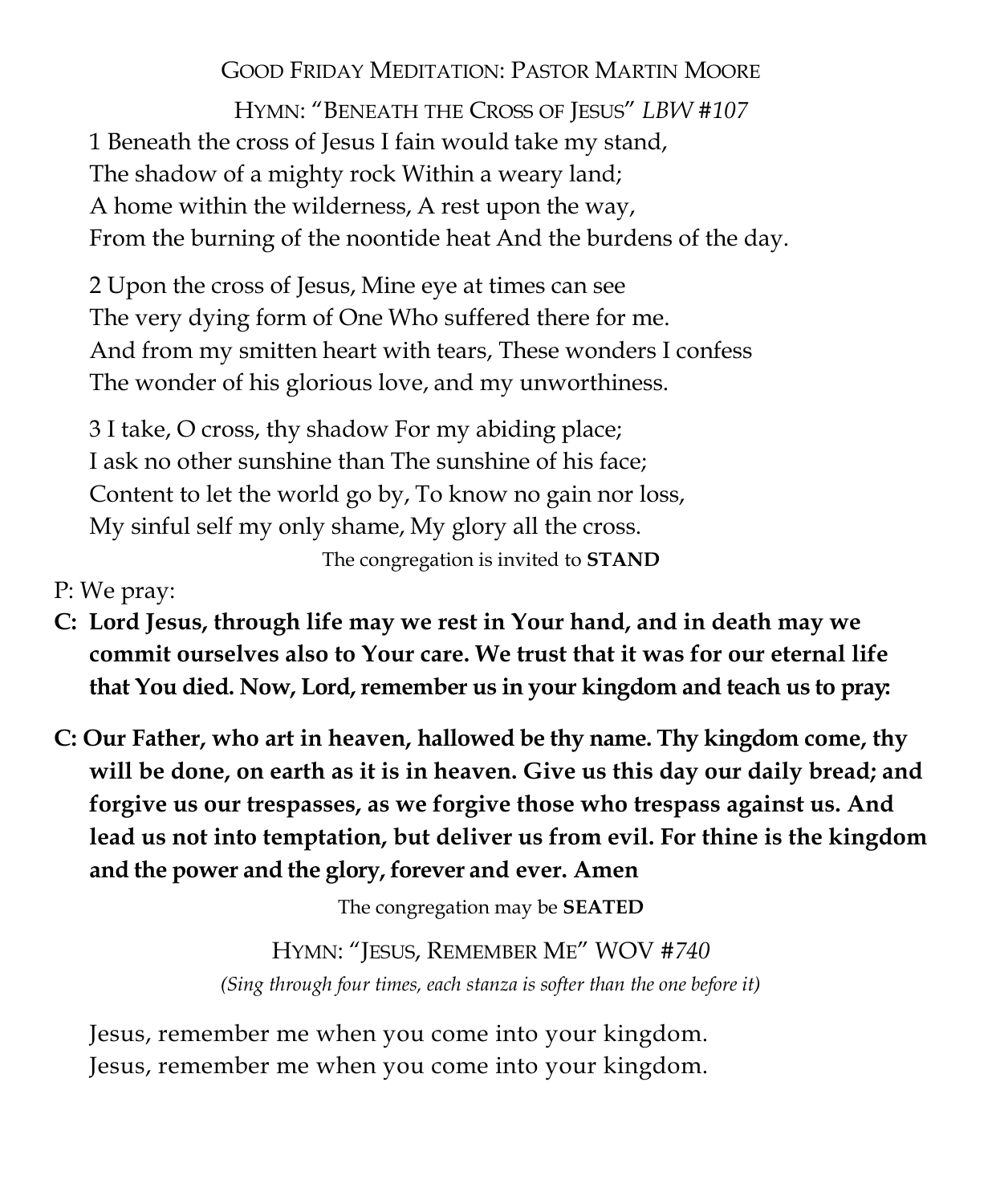## GOOD FRIDAY MEDITATION: PASTOR MARTIN MOORE

### HYMN: "BENEATH THE CROSS OF JESUS" *LBW #107*

1 Beneath the cross of Jesus I fain would take my stand,
The shadow of a mighty rock Within a weary land;
A home within the wilderness, A rest upon the way,
From the burning of the noontide heat And the burdens of the day.

2 Upon the cross of Jesus, Mine eye at times can see
The very dying form of One Who suffered there for me.
And from my smitten heart with tears, These wonders I confess
The wonder of his glorious love, and my unworthiness.

3 I take, O cross, thy shadow For my abiding place;
I ask no other sunshine than The sunshine of his face;
Content to let the world go by, To know no gain nor loss,
My sinful self my only shame, My glory all the cross.

The congregation is invited to **STAND**

P: We pray:

**C: Lord Jesus, through life may we rest in Your hand, and in death may we commit ourselves also to Your care. We trust that it was for our eternal life that You died. Now, Lord, remember us in your kingdom and teach us to pray:**

**C: Our Father, who art in heaven, hallowed be thy name. Thy kingdom come, thy will be done, on earth as it is in heaven. Give us this day our daily bread; and forgive us our trespasses, as we forgive those who trespass against us. And lead us not into temptation, but deliver us from evil. For thine is the kingdom and the power and the glory, forever and ever. Amen**

The congregation may be **SEATED**

### HYMN: "JESUS, REMEMBER ME" WOV #*740*

*(Sing through four times, each stanza is softer than the one before it)*

Jesus, remember me when you come into your kingdom.
Jesus, remember me when you come into your kingdom.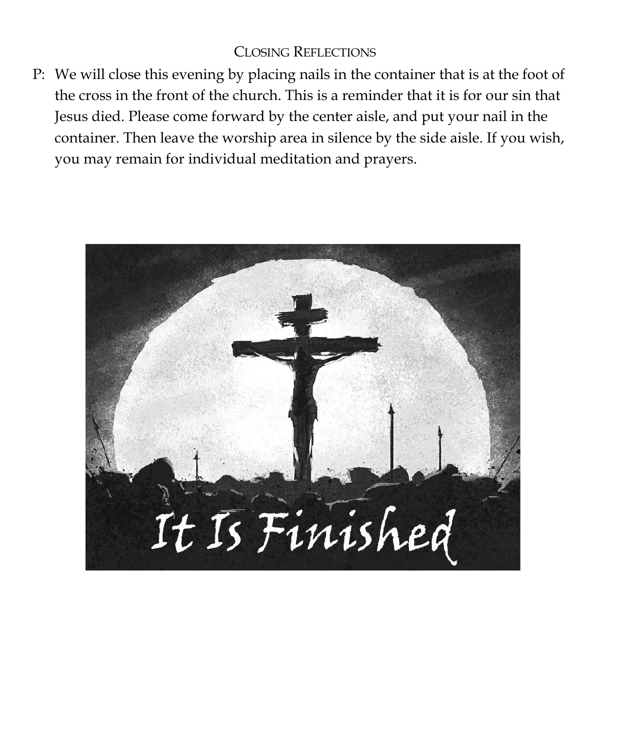## Closing Reflections

P: We will close this evening by placing nails in the container that is at the foot of the cross in the front of the church. This is a reminder that it is for our sin that Jesus died. Please come forward by the center aisle, and put your nail in the container. Then leave the worship area in silence by the side aisle. If you wish, you may remain for individual meditation and prayers.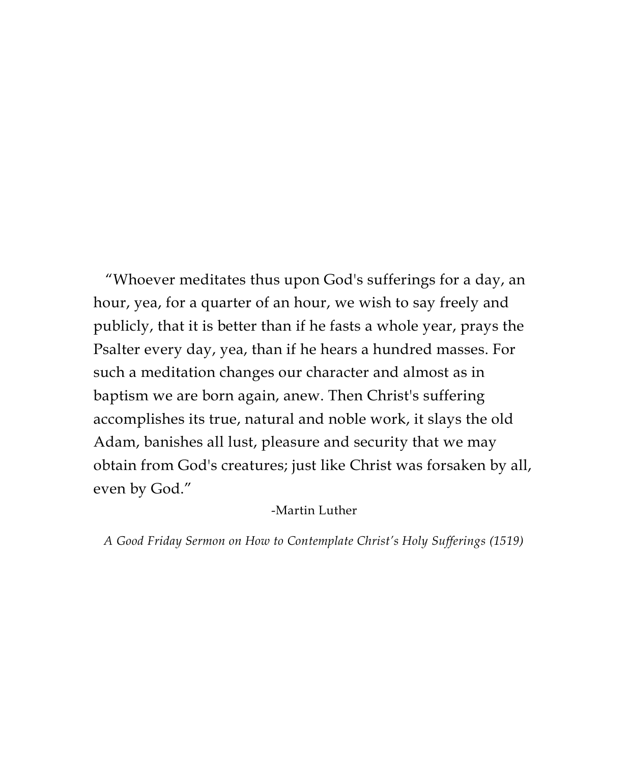"Whoever meditates thus upon God's sufferings for a day, an hour, yea, for a quarter of an hour, we wish to say freely and publicly, that it is better than if he fasts a whole year, prays the Psalter every day, yea, than if he hears a hundred masses. For such a meditation changes our character and almost as in baptism we are born again, anew. Then Christ's suffering accomplishes its true, natural and noble work, it slays the old Adam, banishes all lust, pleasure and security that we may obtain from God's creatures; just like Christ was forsaken by all, even by God."

-Martin Luther

*A Good Friday Sermon on How to Contemplate Christ's Holy Sufferings (1519)*